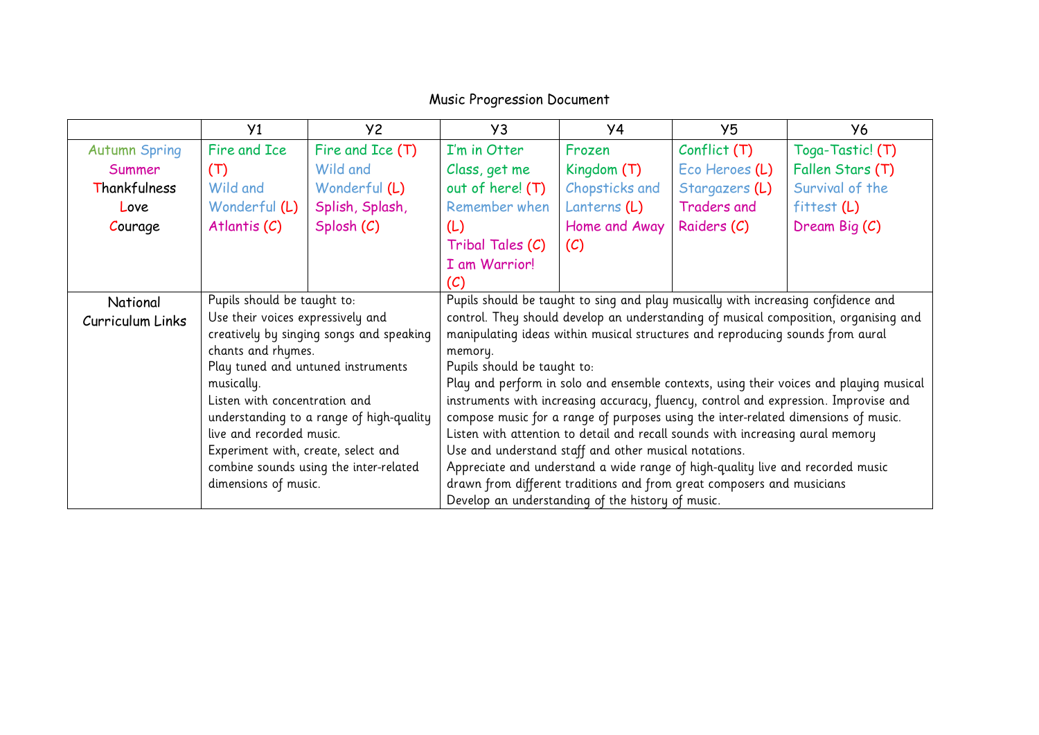# Music Progression Document

| | Y1 | Y2 | Y3 | Y4 | Y5 | Y6 |
|---|---|---|---|---|---|---|
| Autumn Spring Summer Thankfulness Love Courage | Fire and Ice (T)<br>Wild and Wonderful (L)<br>Atlantis (C) | Fire and Ice (T)<br>Wild and Wonderful (L)<br>Splish, Splash, Splosh (C) | I'm in Otter Class, get me out of here! (T)<br>Remember when (L)<br>Tribal Tales (C)<br>I am Warrior! (C) | Frozen Kingdom (T)<br>Chopsticks and Lanterns (L)<br>Home and Away (C) | Conflict (T)<br>Eco Heroes (L)<br>Stargazers (L)<br>Traders and Raiders (C) | Toga-Tastic! (T)<br>Fallen Stars (T)<br>Survival of the fittest (L)<br>Dream Big (C) |
| National Curriculum Links | Pupils should be taught to:<br>Use their voices expressively and creatively by singing songs and speaking chants and rhymes.<br>Play tuned and untuned instruments musically.<br>Listen with concentration and understanding to a range of high-quality live and recorded music.<br>Experiment with, create, select and combine sounds using the inter-related dimensions of music. | | Pupils should be taught to sing and play musically with increasing confidence and control. They should develop an understanding of musical composition, organising and manipulating ideas within musical structures and reproducing sounds from aural memory.<br>Pupils should be taught to:<br>Play and perform in solo and ensemble contexts, using their voices and playing musical instruments with increasing accuracy, fluency, control and expression. Improvise and compose music for a range of purposes using the inter-related dimensions of music.<br>Listen with attention to detail and recall sounds with increasing aural memory<br>Use and understand staff and other musical notations.<br>Appreciate and understand a wide range of high-quality live and recorded music drawn from different traditions and from great composers and musicians<br>Develop an understanding of the history of music. | | | |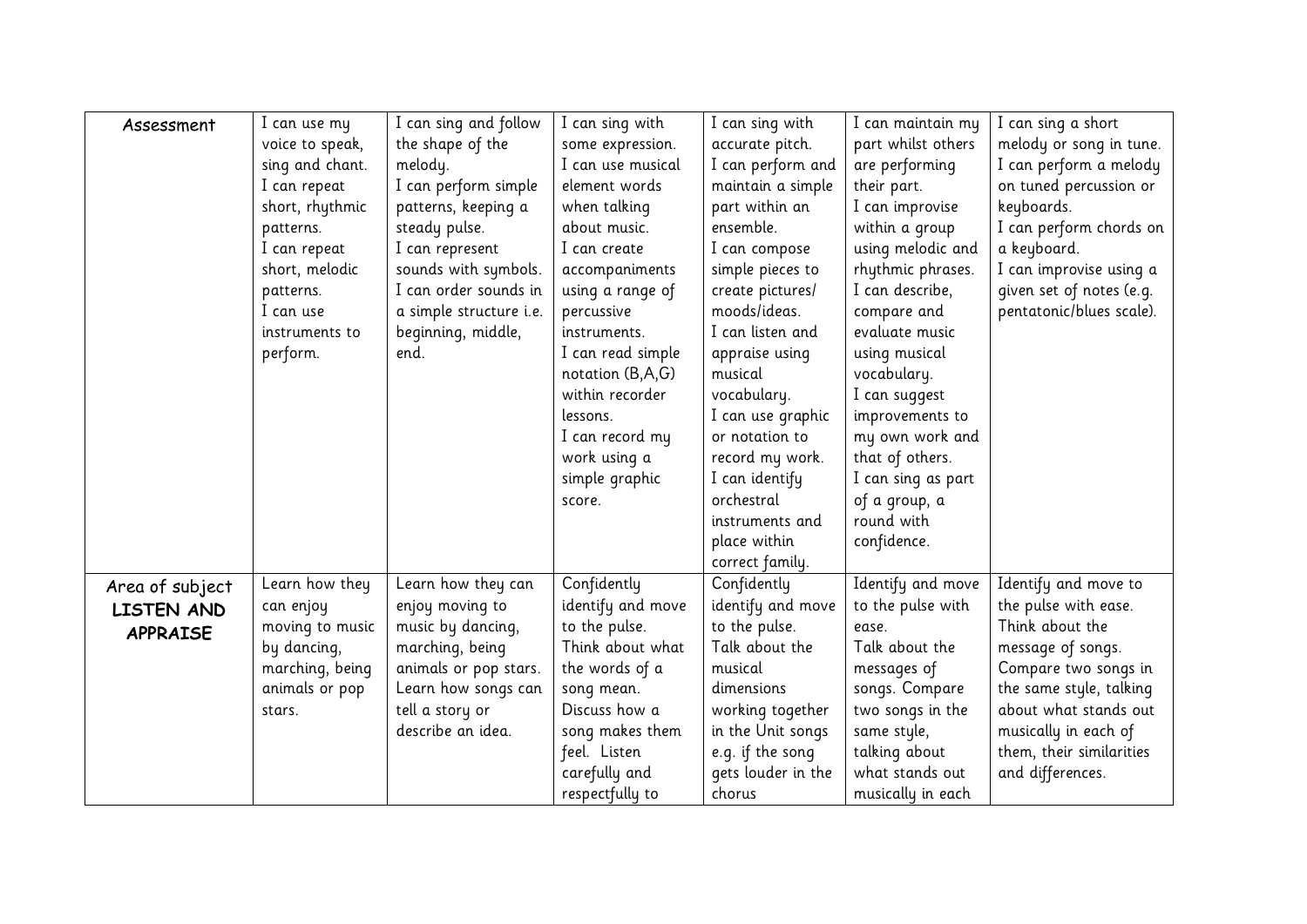| Assessment | I can use my voice to speak, sing and chant. I can repeat short, rhythmic patterns. I can repeat short, melodic patterns. I can use instruments to perform. | I can sing and follow the shape of the melody. I can perform simple patterns, keeping a steady pulse. I can represent sounds with symbols. I can order sounds in a simple structure i.e. beginning, middle, end. | I can sing with some expression. I can use musical element words when talking about music. I can create accompaniments using a range of percussive instruments. I can read simple notation (B,A,G) within recorder lessons. I can record my work using a simple graphic score. | I can sing with accurate pitch. I can perform and maintain a simple part within an ensemble. I can compose simple pieces to create pictures/ moods/ideas. I can listen and appraise using musical vocabulary. I can use graphic or notation to record my work. I can identify orchestral instruments and place within correct family. | I can maintain my part whilst others are performing their part. I can improvise within a group using melodic and rhythmic phrases. I can describe, compare and evaluate music using musical vocabulary. I can suggest improvements to my own work and that of others. I can sing as part of a group, a round with confidence. | I can sing a short melody or song in tune. I can perform a melody on tuned percussion or keyboards. I can perform chords on a keyboard. I can improvise using a given set of notes (e.g. pentatonic/blues scale). |
|---|---|---|---|---|---|---|
| Area of subject **LISTEN AND APPRAISE** | Learn how they can enjoy moving to music by dancing, marching, being animals or pop stars. | Learn how they can enjoy moving to music by dancing, marching, being animals or pop stars. Learn how songs can tell a story or describe an idea. | Confidently identify and move to the pulse. Think about what the words of a song mean. Discuss how a song makes them feel. Listen carefully and respectfully to | Confidently identify and move to the pulse. Talk about the musical dimensions working together in the Unit songs e.g. if the song gets louder in the chorus | Identify and move to the pulse with ease. Talk about the messages of songs. Compare two songs in the same style, talking about what stands out musically in each | Identify and move to the pulse with ease. Think about the message of songs. Compare two songs in the same style, talking about what stands out musically in each of them, their similarities and differences. |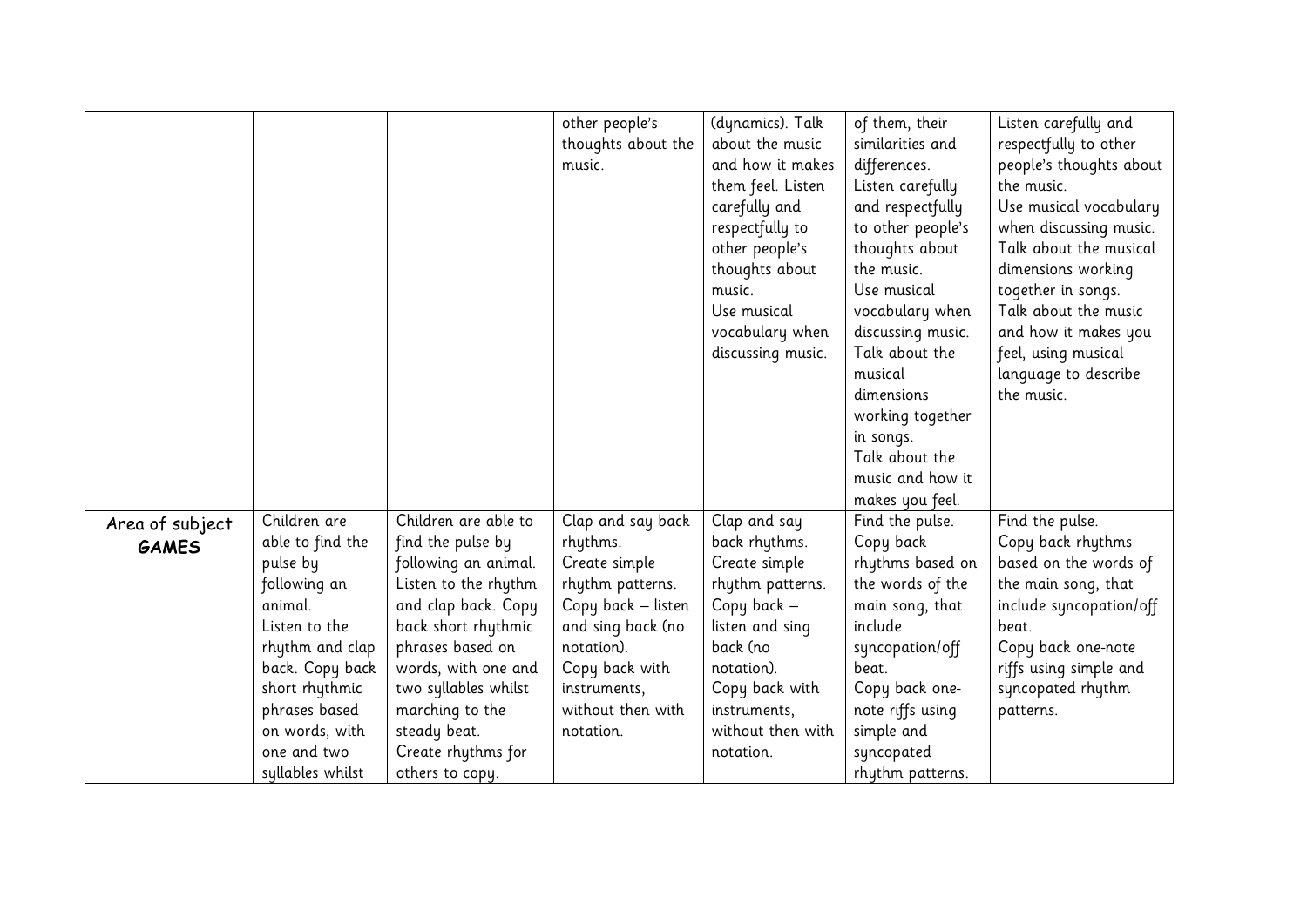|  |  |  |  |  |  |  |
|---|---|---|---|---|---|---|
|  |  |  | other people's thoughts about the music. | (dynamics). Talk about the music and how it makes them feel. Listen carefully and respectfully to other people's thoughts about music. Use musical vocabulary when discussing music. | of them, their similarities and differences. Listen carefully and respectfully to other people's thoughts about the music. Use musical vocabulary when discussing music. Talk about the musical dimensions working together in songs. Talk about the music and how it makes you feel. | Listen carefully and respectfully to other people's thoughts about the music. Use musical vocabulary when discussing music. Talk about the musical dimensions working together in songs. Talk about the music and how it makes you feel, using musical language to describe the music. |
| Area of subject **GAMES** | Children are able to find the pulse by following an animal. Listen to the rhythm and clap back. Copy back short rhythmic phrases based on words, with one and two syllables whilst | Children are able to find the pulse by following an animal. Listen to the rhythm and clap back. Copy back short rhythmic phrases based on words, with one and two syllables whilst marching to the steady beat. Create rhythms for others to copy. | Clap and say back rhythms. Create simple rhythm patterns. Copy back – listen and sing back (no notation). Copy back with instruments, without then with notation. | Clap and say back rhythms. Create simple rhythm patterns. Copy back – listen and sing back (no notation). Copy back with instruments, without then with notation. | Find the pulse. Copy back rhythms based on the words of the main song, that include syncopation/off beat. Copy back one-note riffs using simple and syncopated rhythm patterns. | Find the pulse. Copy back rhythms based on the words of the main song, that include syncopation/off beat. Copy back one-note riffs using simple and syncopated rhythm patterns. |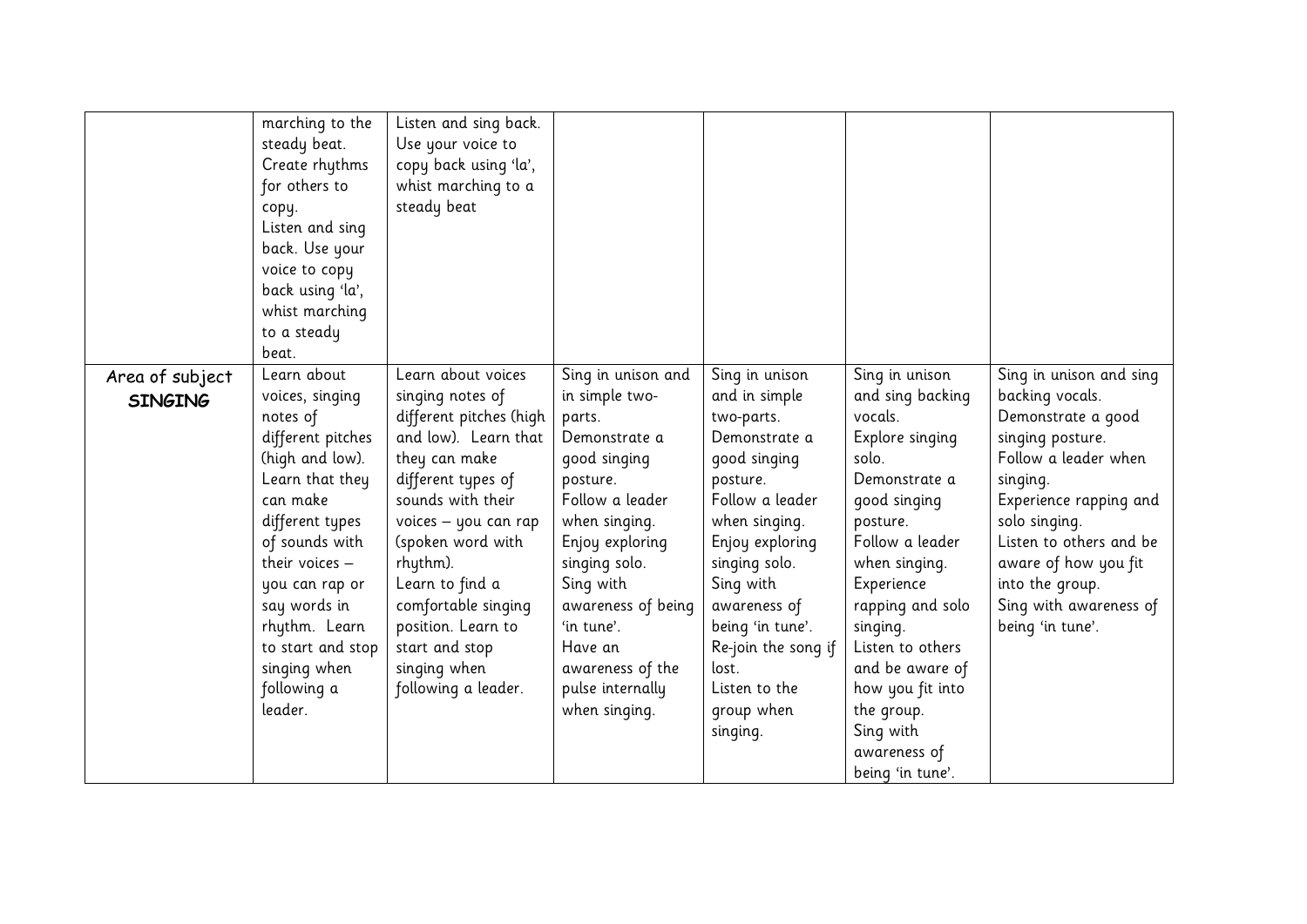| | | | | | | |
|---|---|---|---|---|---|---|
| | marching to the steady beat. Create rhythms for others to copy. Listen and sing back. Use your voice to copy back using 'la', whist marching to a steady beat. | Listen and sing back. Use your voice to copy back using 'la', whist marching to a steady beat | | | | |
| Area of subject **SINGING** | Learn about voices, singing notes of different pitches (high and low). Learn that they can make different types of sounds with their voices – you can rap or say words in rhythm. Learn to start and stop singing when following a leader. | Learn about voices singing notes of different pitches (high and low). Learn that they can make different types of sounds with their voices – you can rap (spoken word with rhythm). Learn to find a comfortable singing position. Learn to start and stop singing when following a leader. | Sing in unison and in simple two-parts. Demonstrate a good singing posture. Follow a leader when singing. Enjoy exploring singing solo. Sing with awareness of being 'in tune'. Have an awareness of the pulse internally when singing. | Sing in unison and in simple two-parts. Demonstrate a good singing posture. Follow a leader when singing. Enjoy exploring singing solo. Sing with awareness of being 'in tune'. Re-join the song if lost. Listen to the group when singing. | Sing in unison and sing backing vocals. Explore singing solo. Demonstrate a good singing posture. Follow a leader when singing. Experience rapping and solo singing. Listen to others and be aware of how you fit into the group. Sing with awareness of being 'in tune'. | Sing in unison and sing backing vocals. Demonstrate a good singing posture. Follow a leader when singing. Experience rapping and solo singing. Listen to others and be aware of how you fit into the group. Sing with awareness of being 'in tune'. |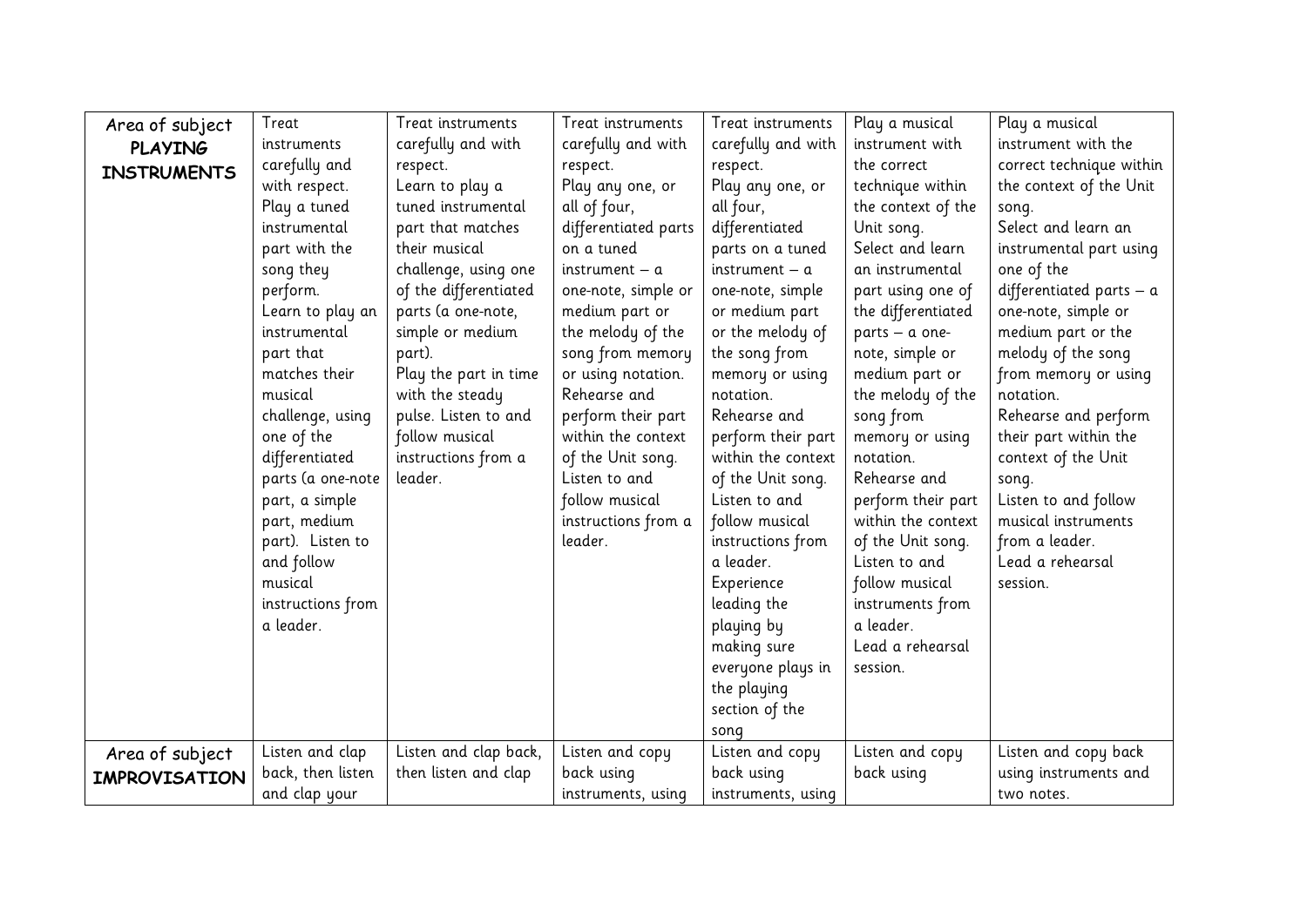| Area of subject **PLAYING INSTRUMENTS** | Treat instruments carefully and with respect. Play a tuned instrumental part with the song they perform. Learn to play an instrumental part that matches their musical challenge, using one of the differentiated parts (a one-note part, a simple part, medium part). Listen to and follow musical instructions from a leader. | Treat instruments carefully and with respect. Learn to play a tuned instrumental part that matches their musical challenge, using one of the differentiated parts (a one-note, simple or medium part). Play the part in time with the steady pulse. Listen to and follow musical instructions from a leader. | Treat instruments carefully and with respect. Play any one, or all of four, differentiated parts on a tuned instrument – a one-note, simple or medium part or the melody of the song from memory or using notation. Rehearse and perform their part within the context of the Unit song. Listen to and follow musical instructions from a leader. | Treat instruments carefully and with respect. Play any one, or all four, differentiated parts on a tuned instrument – a one-note, simple or medium part or the melody of the song from memory or using notation. Rehearse and perform their part within the context of the Unit song. Listen to and follow musical instructions from a leader. Experience leading the playing by making sure everyone plays in the playing section of the song | Play a musical instrument with the correct technique within the context of the Unit song. Select and learn an instrumental part using one of the differentiated parts – a one-note, simple or medium part or the melody of the song from memory or using notation. Rehearse and perform their part within the context of the Unit song. Listen to and follow musical instruments from a leader. Lead a rehearsal session. | Play a musical instrument with the correct technique within the context of the Unit song. Select and learn an instrumental part using one of the differentiated parts – a one-note, simple or medium part or the melody of the song from memory or using notation. Rehearse and perform their part within the context of the Unit song. Listen to and follow musical instruments from a leader. Lead a rehearsal session. |
|---|---|---|---|---|---|---|
| Area of subject **IMPROVISATION** | Listen and clap back, then listen and clap your | Listen and clap back, then listen and clap | Listen and copy back using instruments, using | Listen and copy back using instruments, using | Listen and copy back using | Listen and copy back using instruments and two notes. |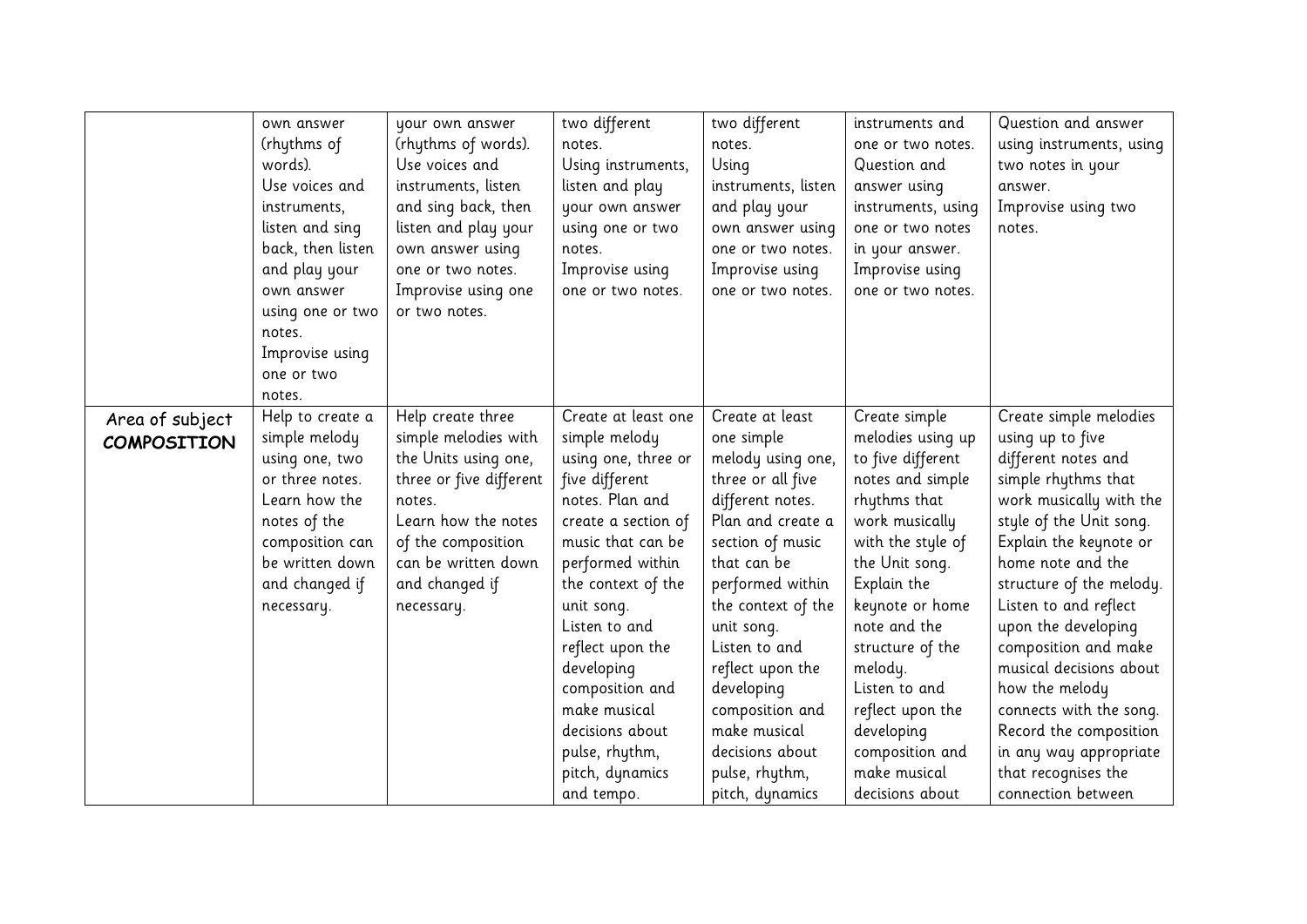| | | | | | | |
|---|---|---|---|---|---|---|
| | own answer (rhythms of words). Use voices and instruments, listen and sing back, then listen and play your own answer using one or two notes. Improvise using one or two notes. | your own answer (rhythms of words). Use voices and instruments, listen and sing back, then listen and play your own answer using one or two notes. Improvise using one or two notes. | two different notes. Using instruments, listen and play your own answer using one or two notes. Improvise using one or two notes. | two different notes. Using instruments, listen and play your own answer using one or two notes. Improvise using one or two notes. | instruments and one or two notes. Question and answer using instruments, using one or two notes in your answer. Improvise using one or two notes. | Question and answer using instruments, using two notes in your answer. Improvise using two notes. |
| Area of subject **COMPOSITION** | Help to create a simple melody using one, two or three notes. Learn how the notes of the composition can be written down and changed if necessary. | Help create three simple melodies with the Units using one, three or five different notes. Learn how the notes of the composition can be written down and changed if necessary. | Create at least one simple melody using one, three or five different notes. Plan and create a section of music that can be performed within the context of the unit song. Listen to and reflect upon the developing composition and make musical decisions about pulse, rhythm, pitch, dynamics and tempo. | Create at least one simple melody using one, three or all five different notes. Plan and create a section of music that can be performed within the context of the unit song. Listen to and reflect upon the developing composition and make musical decisions about pulse, rhythm, pitch, dynamics | Create simple melodies using up to five different notes and simple rhythms that work musically with the style of the Unit song. Explain the keynote or home note and the structure of the melody. Listen to and reflect upon the developing composition and make musical decisions about | Create simple melodies using up to five different notes and simple rhythms that work musically with the style of the Unit song. Explain the keynote or home note and the structure of the melody. Listen to and reflect upon the developing composition and make musical decisions about how the melody connects with the song. Record the composition in any way appropriate that recognises the connection between |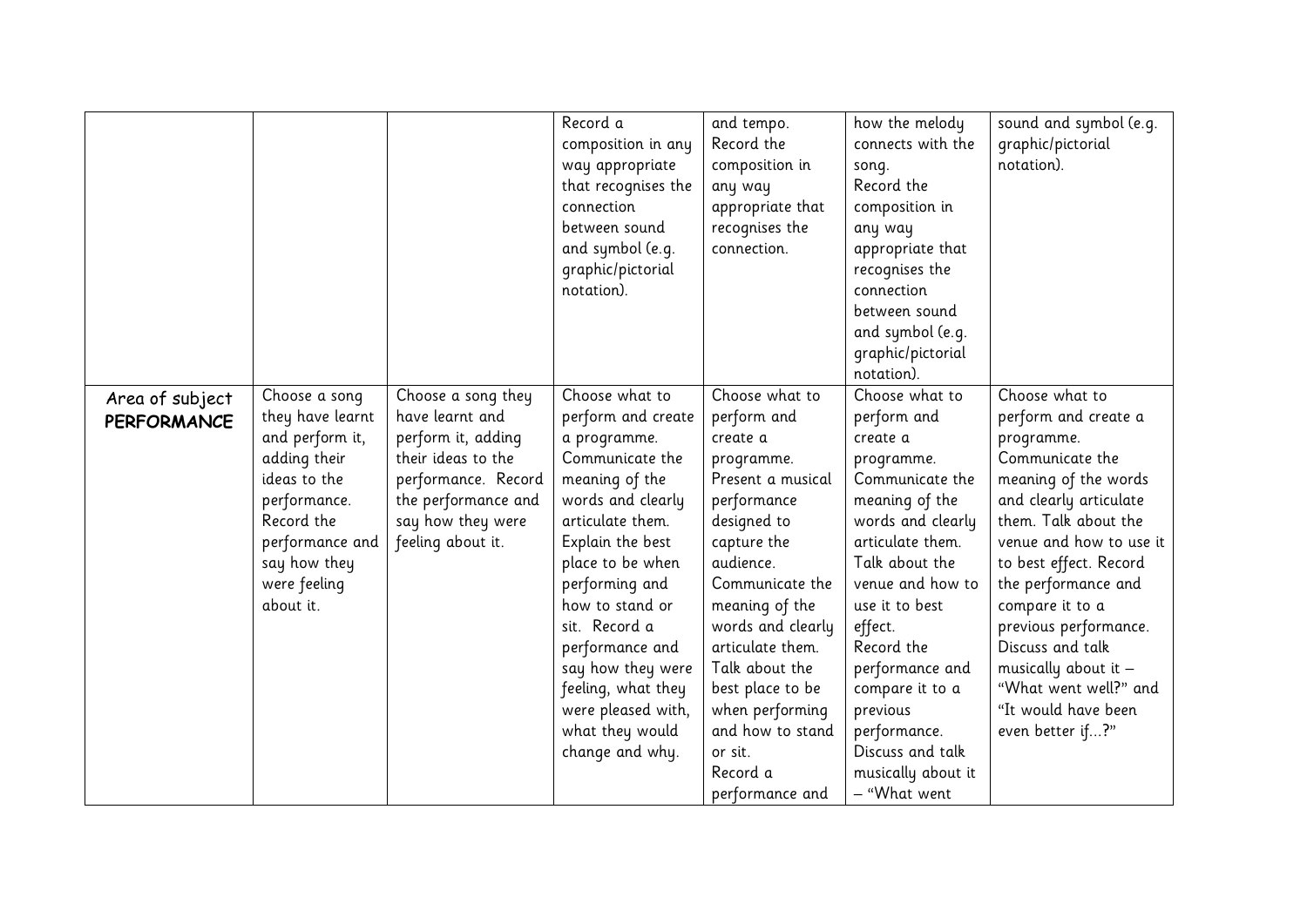| | | | | | | |
|---|---|---|---|---|---|---|
| | | | Record a composition in any way appropriate that recognises the connection between sound and symbol (e.g. graphic/pictorial notation). | and tempo. Record the composition in any way appropriate that recognises the connection. | how the melody connects with the song. Record the composition in any way appropriate that recognises the connection between sound and symbol (e.g. graphic/pictorial notation). | sound and symbol (e.g. graphic/pictorial notation). |
| Area of subject **PERFORMANCE** | Choose a song they have learnt and perform it, adding their ideas to the performance. Record the performance and say how they were feeling about it. | Choose a song they have learnt and perform it, adding their ideas to the performance. Record the performance and say how they were feeling about it. | Choose what to perform and create a programme. Communicate the meaning of the words and clearly articulate them. Explain the best place to be when performing and how to stand or sit. Record a performance and say how they were feeling, what they were pleased with, what they would change and why. | Choose what to perform and create a programme. Present a musical performance designed to capture the audience. Communicate the meaning of the words and clearly articulate them. Talk about the best place to be when performing and how to stand or sit. Record a performance and | Choose what to perform and create a programme. Communicate the meaning of the words and clearly articulate them. Talk about the venue and how to use it to best effect. Record the performance and compare it to a previous performance. Discuss and talk musically about it – "What went | Choose what to perform and create a programme. Communicate the meaning of the words and clearly articulate them. Talk about the venue and how to use it to best effect. Record the performance and compare it to a previous performance. Discuss and talk musically about it – "What went well?" and "It would have been even better if…?" |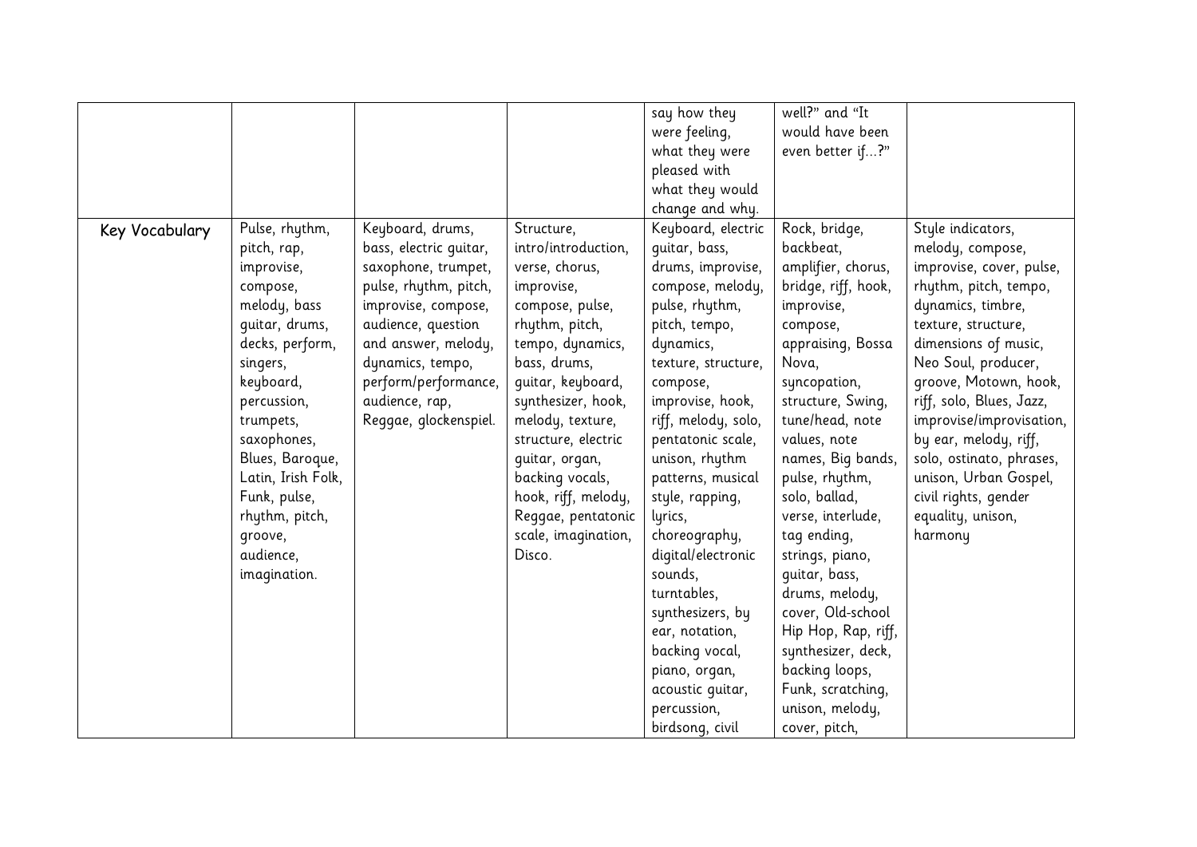| | | | | | | |
|---|---|---|---|---|---|---|
| | | | | say how they were feeling, what they were pleased with what they would change and why. | well?" and "It would have been even better if…?" | |
| Key Vocabulary | Pulse, rhythm, pitch, rap, improvise, compose, melody, bass guitar, drums, decks, perform, singers, keyboard, percussion, trumpets, saxophones, Blues, Baroque, Latin, Irish Folk, Funk, pulse, rhythm, pitch, groove, audience, imagination. | Keyboard, drums, bass, electric guitar, saxophone, trumpet, pulse, rhythm, pitch, improvise, compose, audience, question and answer, melody, dynamics, tempo, perform/performance, audience, rap, Reggae, glockenspiel. | Structure, intro/introduction, verse, chorus, improvise, compose, pulse, rhythm, pitch, tempo, dynamics, bass, drums, guitar, keyboard, synthesizer, hook, melody, texture, structure, electric guitar, organ, backing vocals, hook, riff, melody, Reggae, pentatonic scale, imagination, Disco. | Keyboard, electric guitar, bass, drums, improvise, compose, melody, pulse, rhythm, pitch, tempo, dynamics, texture, structure, compose, improvise, hook, riff, melody, solo, pentatonic scale, unison, rhythm patterns, musical style, rapping, lyrics, choreography, digital/electronic sounds, turntables, synthesizers, by ear, notation, backing vocal, piano, organ, acoustic guitar, percussion, birdsong, civil | Rock, bridge, backbeat, amplifier, chorus, bridge, riff, hook, improvise, compose, appraising, Bossa Nova, syncopation, structure, Swing, tune/head, note values, note names, Big bands, pulse, rhythm, solo, ballad, verse, interlude, tag ending, strings, piano, guitar, bass, drums, melody, cover, Old-school Hip Hop, Rap, riff, synthesizer, deck, backing loops, Funk, scratching, unison, melody, cover, pitch, | Style indicators, melody, compose, improvise, cover, pulse, rhythm, pitch, tempo, dynamics, timbre, texture, structure, dimensions of music, Neo Soul, producer, groove, Motown, hook, riff, solo, Blues, Jazz, improvise/improvisation, by ear, melody, riff, solo, ostinato, phrases, unison, Urban Gospel, civil rights, gender equality, unison, harmony |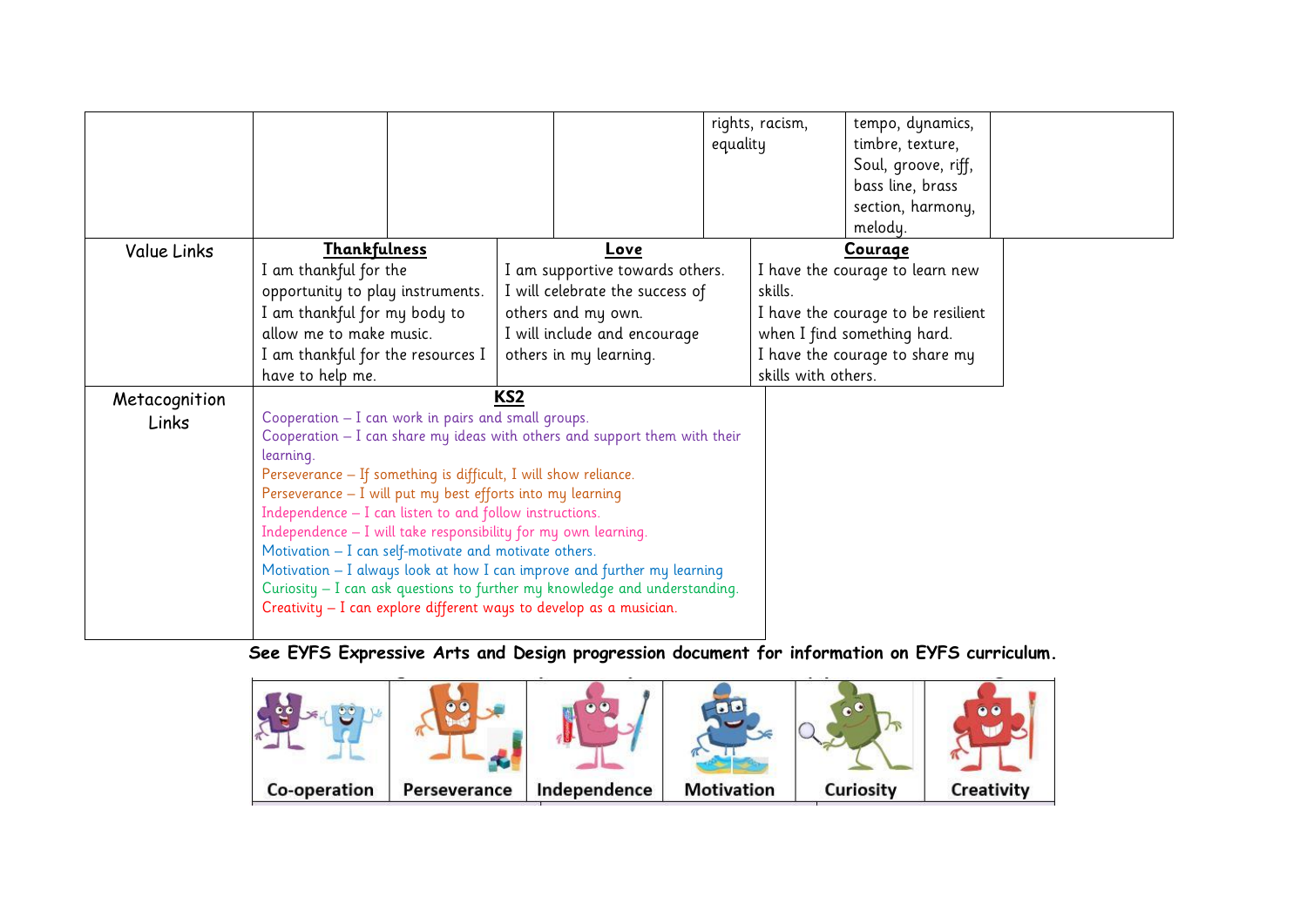| | | | | | | | |
|---|---|---|---|---|---|---|---|
| | | | | rights, racism, equality | tempo, dynamics, timbre, texture, Soul, groove, riff, bass line, brass section, harmony, melody. | |

| | | | |
|---|---|---|---|
| Value Links | **Thankfulness**<br>I am thankful for the opportunity to play instruments.<br>I am thankful for my body to allow me to make music.<br>I am thankful for the resources I have to help me. | **Love**<br>I am supportive towards others.<br>I will celebrate the success of others and my own.<br>I will include and encourage others in my learning. | **Courage**<br>I have the courage to learn new skills.<br>I have the courage to be resilient when I find something hard.<br>I have the courage to share my skills with others. |
| Metacognition Links | **KS2**<br>Cooperation – I can work in pairs and small groups.<br>Cooperation – I can share my ideas with others and support them with their learning.<br>Perseverance – If something is difficult, I will show reliance.<br>Perseverance – I will put my best efforts into my learning<br>Independence – I can listen to and follow instructions.<br>Independence – I will take responsibility for my own learning.<br>Motivation – I can self-motivate and motivate others.<br>Motivation – I always look at how I can improve and further my learning<br>Curiosity – I can ask questions to further my knowledge and understanding.<br>Creativity – I can explore different ways to develop as a musician. | | |

**See EYFS Expressive Arts and Design progression document for information on EYFS curriculum.**

| | | | | | |
|---|---|---|---|---|---|
| Co-operation | Perseverance | Independence | Motivation | Curiosity | Creativity |